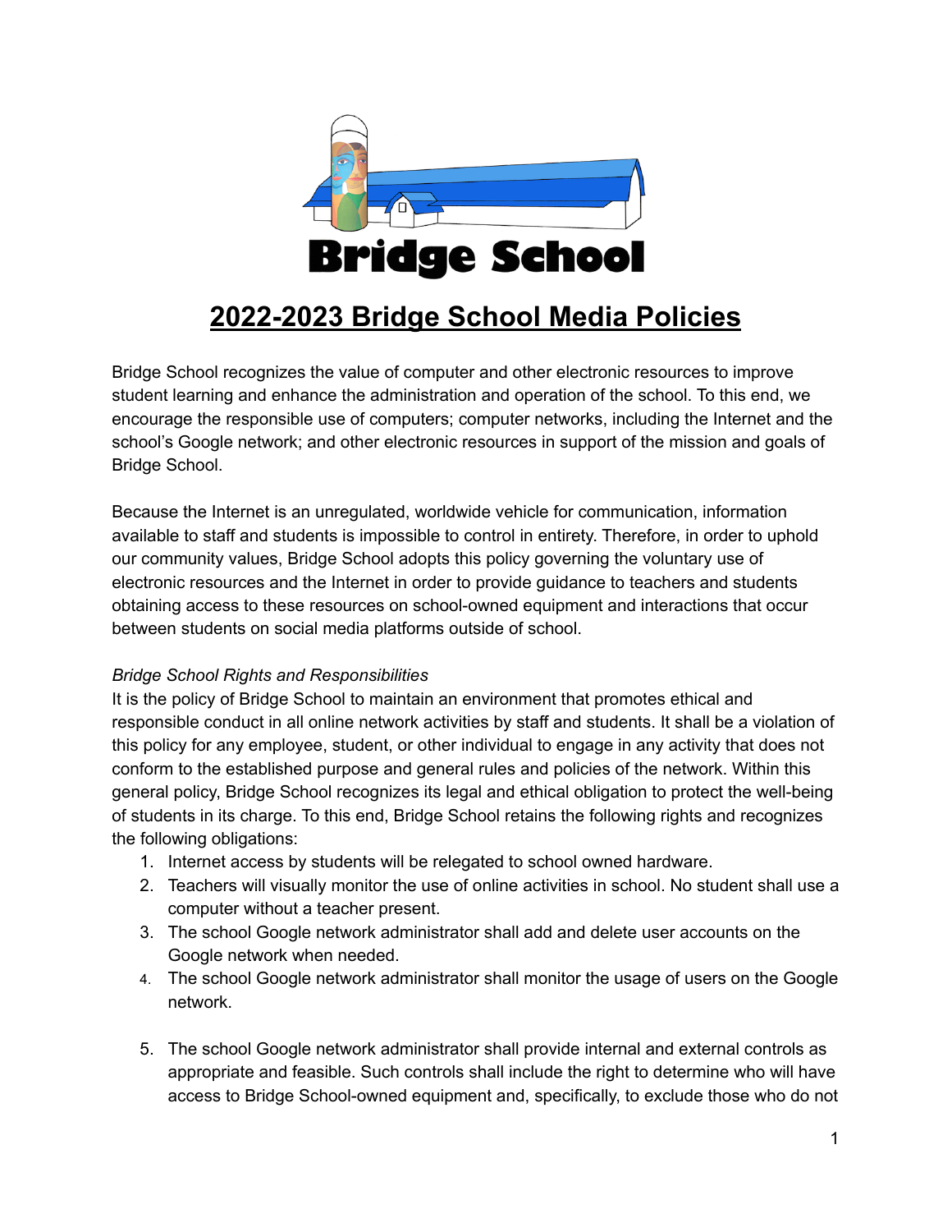**Bridge School**

# 2022-2023 Bridge School Media Policies

Bridge School recognizes the value of computer and other electronic resources to improve student learning and enhance the administration and operation of the school. To this end, we encourage the responsible use of computers; computer networks, including the Internet and the school's Google network; and other electronic resources in support of the mission and goals of Bridge School.

Because the Internet is an unregulated, worldwide vehicle for communication, information available to staff and students is impossible to control in entirety. Therefore, in order to uphold our community values, Bridge School adopts this policy governing the voluntary use of electronic resources and the Internet in order to provide guidance to teachers and students obtaining access to these resources on school-owned equipment and interactions that occur between students on social media platforms outside of school.

*Bridge School Rights and Responsibilities*

It is the policy of Bridge School to maintain an environment that promotes ethical and responsible conduct in all online network activities by staff and students. It shall be a violation of this policy for any employee, student, or other individual to engage in any activity that does not conform to the established purpose and general rules and policies of the network. Within this general policy, Bridge School recognizes its legal and ethical obligation to protect the well-being of students in its charge. To this end, Bridge School retains the following rights and recognizes the following obligations:

1. Internet access by students will be relegated to school owned hardware.
2. Teachers will visually monitor the use of online activities in school. No student shall use a computer without a teacher present.
3. The school Google network administrator shall add and delete user accounts on the Google network when needed.
4. The school Google network administrator shall monitor the usage of users on the Google network.
5. The school Google network administrator shall provide internal and external controls as appropriate and feasible. Such controls shall include the right to determine who will have access to Bridge School-owned equipment and, specifically, to exclude those who do not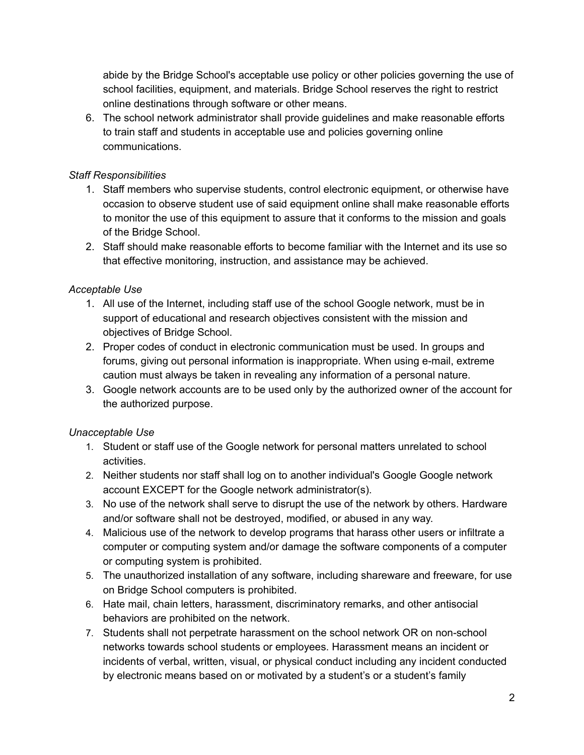abide by the Bridge School's acceptable use policy or other policies governing the use of school facilities, equipment, and materials. Bridge School reserves the right to restrict online destinations through software or other means.

6. The school network administrator shall provide guidelines and make reasonable efforts to train staff and students in acceptable use and policies governing online communications.

*Staff Responsibilities*

1. Staff members who supervise students, control electronic equipment, or otherwise have occasion to observe student use of said equipment online shall make reasonable efforts to monitor the use of this equipment to assure that it conforms to the mission and goals of the Bridge School.
2. Staff should make reasonable efforts to become familiar with the Internet and its use so that effective monitoring, instruction, and assistance may be achieved.

*Acceptable Use*

1. All use of the Internet, including staff use of the school Google network, must be in support of educational and research objectives consistent with the mission and objectives of Bridge School.
2. Proper codes of conduct in electronic communication must be used. In groups and forums, giving out personal information is inappropriate. When using e-mail, extreme caution must always be taken in revealing any information of a personal nature.
3. Google network accounts are to be used only by the authorized owner of the account for the authorized purpose.

*Unacceptable Use*

1. Student or staff use of the Google network for personal matters unrelated to school activities.
2. Neither students nor staff shall log on to another individual's Google Google network account EXCEPT for the Google network administrator(s).
3. No use of the network shall serve to disrupt the use of the network by others. Hardware and/or software shall not be destroyed, modified, or abused in any way.
4. Malicious use of the network to develop programs that harass other users or infiltrate a computer or computing system and/or damage the software components of a computer or computing system is prohibited.
5. The unauthorized installation of any software, including shareware and freeware, for use on Bridge School computers is prohibited.
6. Hate mail, chain letters, harassment, discriminatory remarks, and other antisocial behaviors are prohibited on the network.
7. Students shall not perpetrate harassment on the school network OR on non-school networks towards school students or employees. Harassment means an incident or incidents of verbal, written, visual, or physical conduct including any incident conducted by electronic means based on or motivated by a student's or a student's family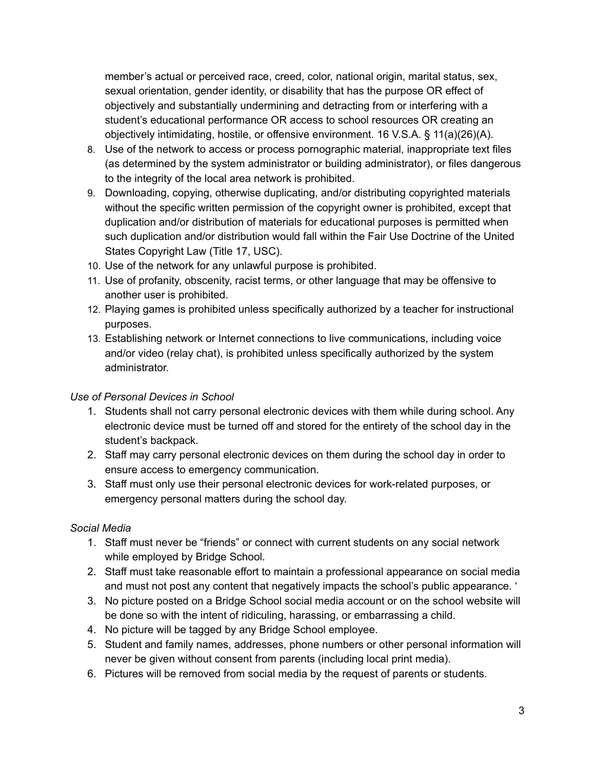member's actual or perceived race, creed, color, national origin, marital status, sex, sexual orientation, gender identity, or disability that has the purpose OR effect of objectively and substantially undermining and detracting from or interfering with a student's educational performance OR access to school resources OR creating an objectively intimidating, hostile, or offensive environment. 16 V.S.A. § 11(a)(26)(A).

8. Use of the network to access or process pornographic material, inappropriate text files (as determined by the system administrator or building administrator), or files dangerous to the integrity of the local area network is prohibited.
9. Downloading, copying, otherwise duplicating, and/or distributing copyrighted materials without the specific written permission of the copyright owner is prohibited, except that duplication and/or distribution of materials for educational purposes is permitted when such duplication and/or distribution would fall within the Fair Use Doctrine of the United States Copyright Law (Title 17, USC).
10. Use of the network for any unlawful purpose is prohibited.
11. Use of profanity, obscenity, racist terms, or other language that may be offensive to another user is prohibited.
12. Playing games is prohibited unless specifically authorized by a teacher for instructional purposes.
13. Establishing network or Internet connections to live communications, including voice and/or video (relay chat), is prohibited unless specifically authorized by the system administrator.

*Use of Personal Devices in School*

1. Students shall not carry personal electronic devices with them while during school. Any electronic device must be turned off and stored for the entirety of the school day in the student's backpack.
2. Staff may carry personal electronic devices on them during the school day in order to ensure access to emergency communication.
3. Staff must only use their personal electronic devices for work-related purposes, or emergency personal matters during the school day.

*Social Media*

1. Staff must never be "friends" or connect with current students on any social network while employed by Bridge School.
2. Staff must take reasonable effort to maintain a professional appearance on social media and must not post any content that negatively impacts the school's public appearance. '
3. No picture posted on a Bridge School social media account or on the school website will be done so with the intent of ridiculing, harassing, or embarrassing a child.
4. No picture will be tagged by any Bridge School employee.
5. Student and family names, addresses, phone numbers or other personal information will never be given without consent from parents (including local print media).
6. Pictures will be removed from social media by the request of parents or students.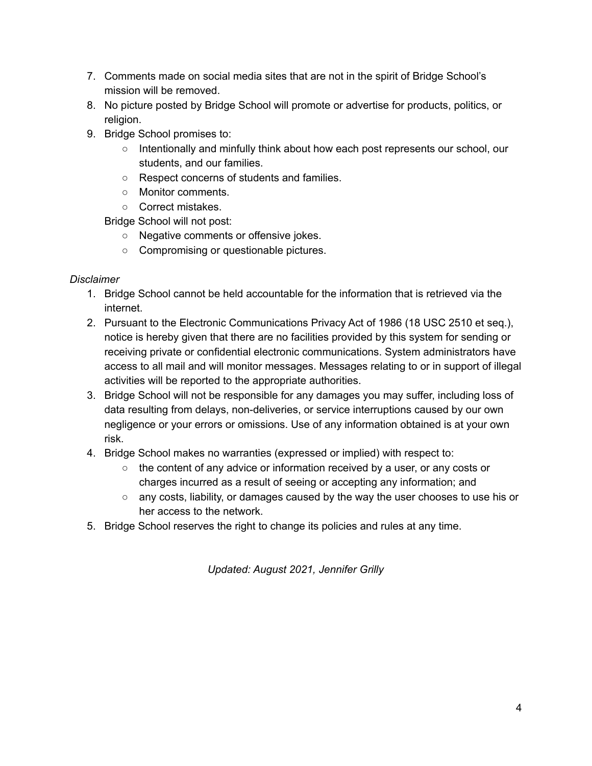7. Comments made on social media sites that are not in the spirit of Bridge School's mission will be removed.
8. No picture posted by Bridge School will promote or advertise for products, politics, or religion.
9. Bridge School promises to:
    - Intentionally and minfully think about how each post represents our school, our students, and our families.
    - Respect concerns of students and families.
    - Monitor comments.
    - Correct mistakes.

   Bridge School will not post:
    - Negative comments or offensive jokes.
    - Compromising or questionable pictures.

*Disclaimer*

1. Bridge School cannot be held accountable for the information that is retrieved via the internet.
2. Pursuant to the Electronic Communications Privacy Act of 1986 (18 USC 2510 et seq.), notice is hereby given that there are no facilities provided by this system for sending or receiving private or confidential electronic communications. System administrators have access to all mail and will monitor messages. Messages relating to or in support of illegal activities will be reported to the appropriate authorities.
3. Bridge School will not be responsible for any damages you may suffer, including loss of data resulting from delays, non-deliveries, or service interruptions caused by our own negligence or your errors or omissions. Use of any information obtained is at your own risk.
4. Bridge School makes no warranties (expressed or implied) with respect to:
    - the content of any advice or information received by a user, or any costs or charges incurred as a result of seeing or accepting any information; and
    - any costs, liability, or damages caused by the way the user chooses to use his or her access to the network.
5. Bridge School reserves the right to change its policies and rules at any time.

*Updated: August 2021, Jennifer Grilly*